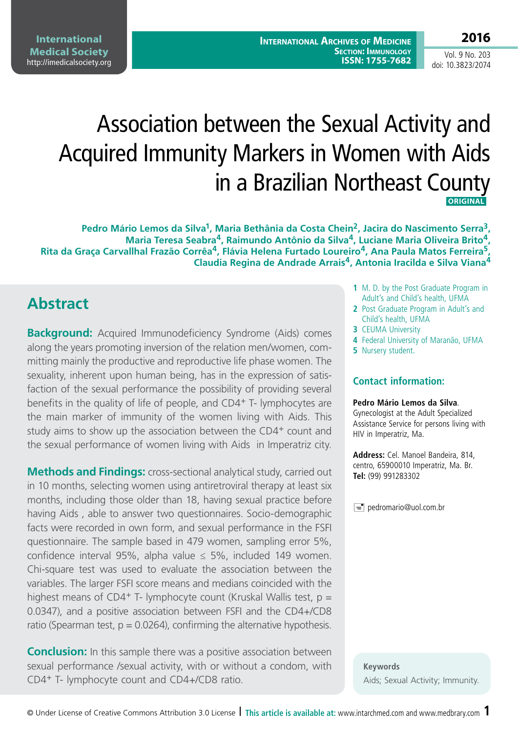# Association between the Sexual Activity and Acquired Immunity Markers in Women with Aids in a Brazilian Northeast County

ORIGINAL

**Pedro Mário Lemos da Silva[1], Maria Bethânia da Costa Chein[2], Jacira do Nascimento Serra[3], Maria Teresa Seabra[4], Raimundo Antônio da Silva[4], Luciane Maria Oliveira Brito[4], Rita da Graça Carvallhal Frazão Corrêa[4], Flávia Helena Furtado Loureiro[4], Ana Paula Matos Ferreira[5], Claudia Regina de Andrade Arrais[4], Antonia Iracilda e Silva Viana[4]**

1. M. D. by the Post Graduate Program in Adult's and Child's health, UFMA
2. Post Graduate Program in Adult's and Child's health, UFMA
3. CEUMA University
4. Federal University of Maranão, UFMA
5. Nursery student.

## Abstract

**Background:** Acquired Immunodeficiency Syndrome (Aids) comes along the years promoting inversion of the relation men/women, committing mainly the productive and reproductive life phase women. The sexuality, inherent upon human being, has in the expression of satisfaction of the sexual performance the possibility of providing several benefits in the quality of life of people, and $CD4^{+}$ T- lymphocytes are the main marker of immunity of the women living with Aids. This study aims to show up the association between the $CD4^{+}$ count and the sexual performance of women living with Aids in Imperatriz city.

**Methods and Findings:** cross-sectional analytical study, carried out in 10 months, selecting women using antiretroviral therapy at least six months, including those older than 18, having sexual practice before having Aids , able to answer two questionnaires. Socio-demographic facts were recorded in own form, and sexual performance in the FSFI questionnaire. The sample based in 479 women, sampling error 5%, confidence interval 95%, alpha value $\leq$ 5%, included 149 women. Chi-square test was used to evaluate the association between the variables. The larger FSFI score means and medians coincided with the highest means of $CD4^{+}$ T- lymphocyte count (Kruskal Wallis test, $p = 0.0347$), and a positive association between FSFI and the CD4+/CD8 ratio (Spearman test, $p = 0.0264$), confirming the alternative hypothesis.

**Conclusion:** In this sample there was a positive association between sexual performance /sexual activity, with or without a condom, with $CD4^{+}$ T- lymphocyte count and CD4+/CD8 ratio.

### Contact information:

**Pedro Mário Lemos da Silva**.
Gynecologist at the Adult Specialized Assistance Service for persons living with HIV in Imperatriz, Ma.

**Address:** Cel. Manoel Bandeira, 814, centro, 65900010 Imperatriz, Ma. Br.
**Tel:** (99) 991283302

pedromario@uol.com.br

**Keywords**
Aids; Sexual Activity; Immunity.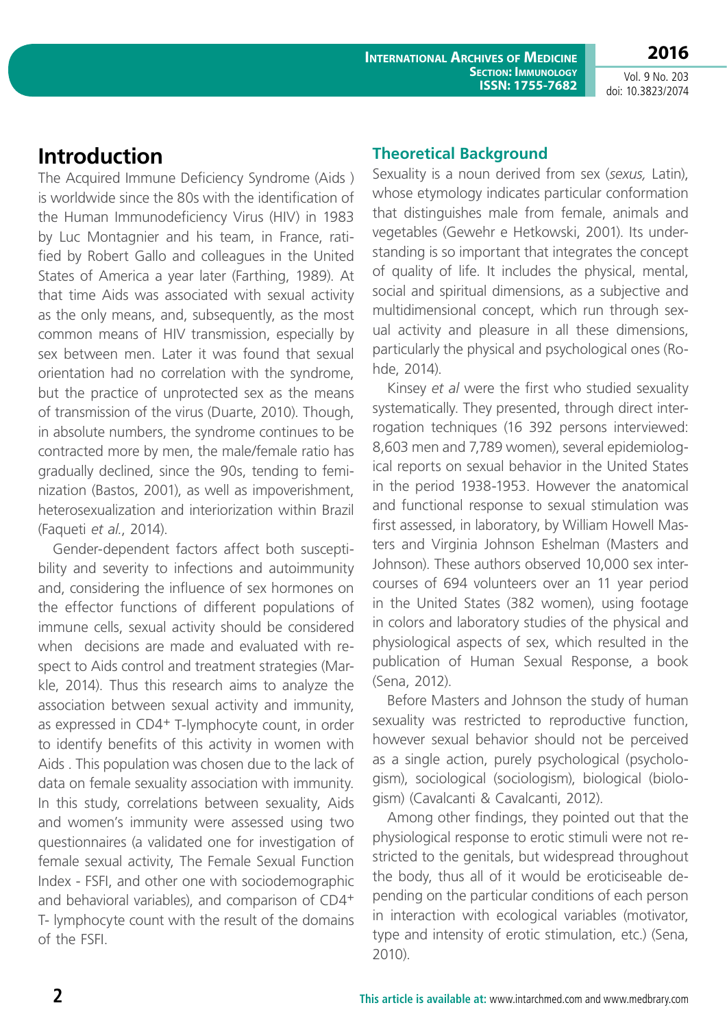## Introduction

The Acquired Immune Deficiency Syndrome (Aids ) is worldwide since the 80s with the identification of the Human Immunodeficiency Virus (HIV) in 1983 by Luc Montagnier and his team, in France, ratified by Robert Gallo and colleagues in the United States of America a year later (Farthing, 1989). At that time Aids was associated with sexual activity as the only means, and, subsequently, as the most common means of HIV transmission, especially by sex between men. Later it was found that sexual orientation had no correlation with the syndrome, but the practice of unprotected sex as the means of transmission of the virus (Duarte, 2010). Though, in absolute numbers, the syndrome continues to be contracted more by men, the male/female ratio has gradually declined, since the 90s, tending to feminization (Bastos, 2001), as well as impoverishment, heterosexualization and interiorization within Brazil (Faqueti *et al.*, 2014).

Gender-dependent factors affect both susceptibility and severity to infections and autoimmunity and, considering the influence of sex hormones on the effector functions of different populations of immune cells, sexual activity should be considered when decisions are made and evaluated with respect to Aids control and treatment strategies (Markle, 2014). Thus this research aims to analyze the association between sexual activity and immunity, as expressed in CD4+ T-lymphocyte count, in order to identify benefits of this activity in women with Aids . This population was chosen due to the lack of data on female sexuality association with immunity. In this study, correlations between sexuality, Aids and women's immunity were assessed using two questionnaires (a validated one for investigation of female sexual activity, The Female Sexual Function Index - FSFI, and other one with sociodemographic and behavioral variables), and comparison of CD4+ T- lymphocyte count with the result of the domains of the FSFI.

### Theoretical Background

Sexuality is a noun derived from sex (*sexus,* Latin), whose etymology indicates particular conformation that distinguishes male from female, animals and vegetables (Gewehr e Hetkowski, 2001). Its understanding is so important that integrates the concept of quality of life. It includes the physical, mental, social and spiritual dimensions, as a subjective and multidimensional concept, which run through sexual activity and pleasure in all these dimensions, particularly the physical and psychological ones (Rohde, 2014).

Kinsey *et al* were the first who studied sexuality systematically. They presented, through direct interrogation techniques (16 392 persons interviewed: 8,603 men and 7,789 women), several epidemiological reports on sexual behavior in the United States in the period 1938-1953. However the anatomical and functional response to sexual stimulation was first assessed, in laboratory, by William Howell Masters and Virginia Johnson Eshelman (Masters and Johnson). These authors observed 10,000 sex intercourses of 694 volunteers over an 11 year period in the United States (382 women), using footage in colors and laboratory studies of the physical and physiological aspects of sex, which resulted in the publication of Human Sexual Response, a book (Sena, 2012).

Before Masters and Johnson the study of human sexuality was restricted to reproductive function, however sexual behavior should not be perceived as a single action, purely psychological (psychologism), sociological (sociologism), biological (biologism) (Cavalcanti & Cavalcanti, 2012).

Among other findings, they pointed out that the physiological response to erotic stimuli were not restricted to the genitals, but widespread throughout the body, thus all of it would be eroticiseable depending on the particular conditions of each person in interaction with ecological variables (motivator, type and intensity of erotic stimulation, etc.) (Sena, 2010).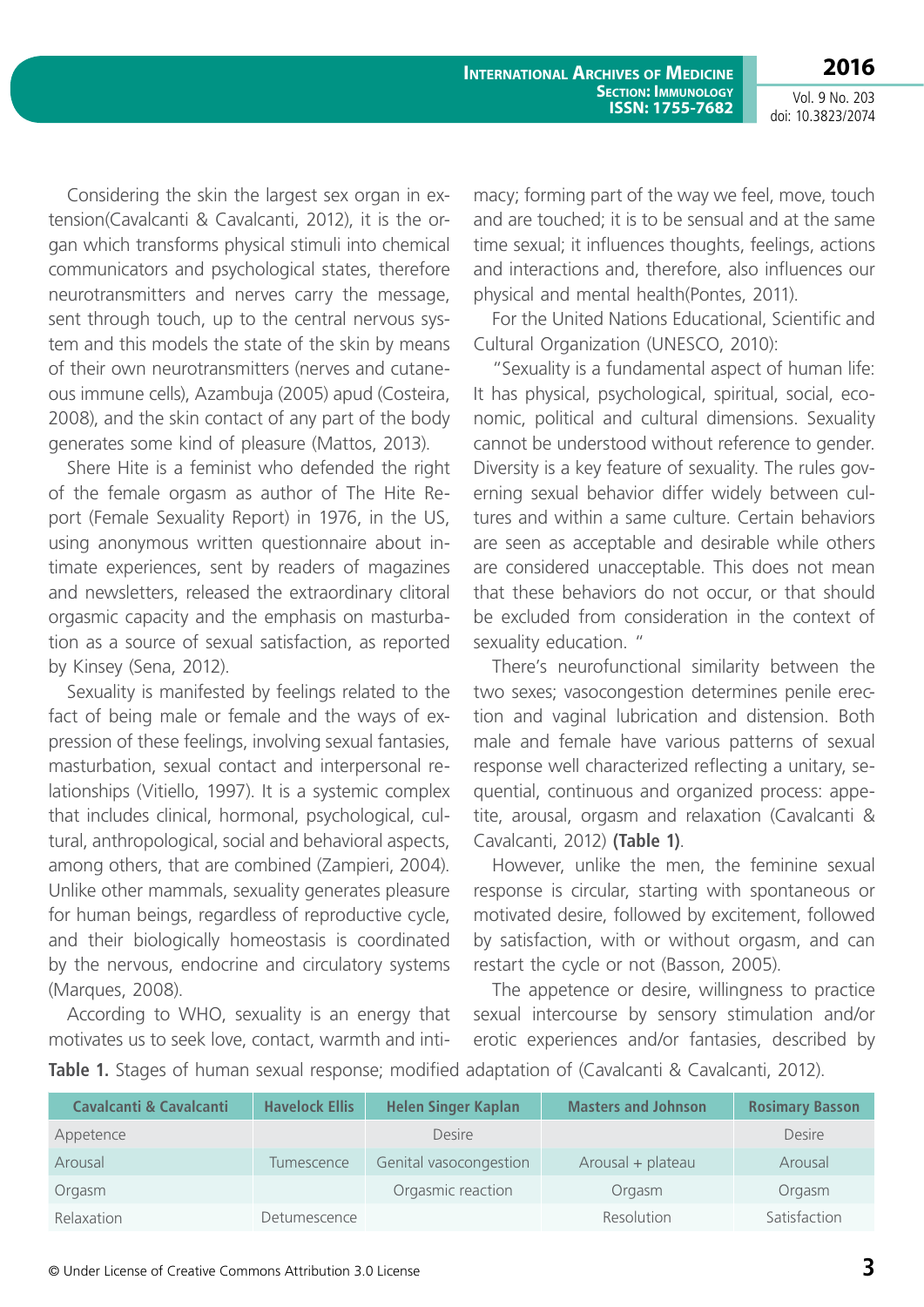Considering the skin the largest sex organ in extension(Cavalcanti & Cavalcanti, 2012), it is the organ which transforms physical stimuli into chemical communicators and psychological states, therefore neurotransmitters and nerves carry the message, sent through touch, up to the central nervous system and this models the state of the skin by means of their own neurotransmitters (nerves and cutaneous immune cells), Azambuja (2005) apud (Costeira, 2008), and the skin contact of any part of the body generates some kind of pleasure (Mattos, 2013).

Shere Hite is a feminist who defended the right of the female orgasm as author of The Hite Report (Female Sexuality Report) in 1976, in the US, using anonymous written questionnaire about intimate experiences, sent by readers of magazines and newsletters, released the extraordinary clitoral orgasmic capacity and the emphasis on masturbation as a source of sexual satisfaction, as reported by Kinsey (Sena, 2012).

Sexuality is manifested by feelings related to the fact of being male or female and the ways of expression of these feelings, involving sexual fantasies, masturbation, sexual contact and interpersonal relationships (Vitiello, 1997). It is a systemic complex that includes clinical, hormonal, psychological, cultural, anthropological, social and behavioral aspects, among others, that are combined (Zampieri, 2004). Unlike other mammals, sexuality generates pleasure for human beings, regardless of reproductive cycle, and their biologically homeostasis is coordinated by the nervous, endocrine and circulatory systems (Marques, 2008).

According to WHO, sexuality is an energy that motivates us to seek love, contact, warmth and intimacy; forming part of the way we feel, move, touch and are touched; it is to be sensual and at the same time sexual; it influences thoughts, feelings, actions and interactions and, therefore, also influences our physical and mental health(Pontes, 2011).

For the United Nations Educational, Scientific and Cultural Organization (UNESCO, 2010):

"Sexuality is a fundamental aspect of human life: It has physical, psychological, spiritual, social, economic, political and cultural dimensions. Sexuality cannot be understood without reference to gender. Diversity is a key feature of sexuality. The rules governing sexual behavior differ widely between cultures and within a same culture. Certain behaviors are seen as acceptable and desirable while others are considered unacceptable. This does not mean that these behaviors do not occur, or that should be excluded from consideration in the context of sexuality education. "

There's neurofunctional similarity between the two sexes; vasocongestion determines penile erection and vaginal lubrication and distension. Both male and female have various patterns of sexual response well characterized reflecting a unitary, sequential, continuous and organized process: appetite, arousal, orgasm and relaxation (Cavalcanti & Cavalcanti, 2012) **(Table 1)**.

However, unlike the men, the feminine sexual response is circular, starting with spontaneous or motivated desire, followed by excitement, followed by satisfaction, with or without orgasm, and can restart the cycle or not (Basson, 2005).

The appetence or desire, willingness to practice sexual intercourse by sensory stimulation and/or erotic experiences and/or fantasies, described by

**Table 1.** Stages of human sexual response; modified adaptation of (Cavalcanti & Cavalcanti, 2012).

| Cavalcanti & Cavalcanti | Havelock Ellis | Helen Singer Kaplan | Masters and Johnson | Rosimary Basson |
|---|---|---|---|---|
| Appetence | | Desire | | Desire |
| Arousal | Tumescence | Genital vasocongestion | Arousal + plateau | Arousal |
| Orgasm | | Orgasmic reaction | Orgasm | Orgasm |
| Relaxation | Detumescence | | Resolution | Satisfaction |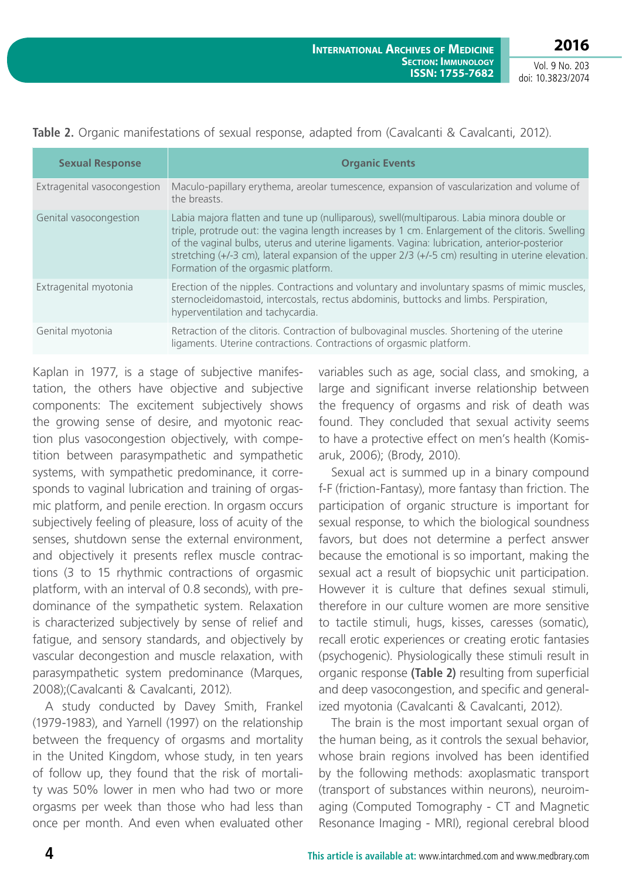**Table 2.** Organic manifestations of sexual response, adapted from (Cavalcanti & Cavalcanti, 2012).

| Sexual Response | Organic Events |
|---|---|
| Extragenital vasocongestion | Maculo-papillary erythema, areolar tumescence, expansion of vascularization and volume of the breasts. |
| Genital vasocongestion | Labia majora flatten and tune up (nulliparous), swell(multiparous. Labia minora double or triple, protrude out: the vagina length increases by 1 cm. Enlargement of the clitoris. Swelling of the vaginal bulbs, uterus and uterine ligaments. Vagina: lubrication, anterior-posterior stretching (+/-3 cm), lateral expansion of the upper 2/3 (+/-5 cm) resulting in uterine elevation. Formation of the orgasmic platform. |
| Extragenital myotonia | Erection of the nipples. Contractions and voluntary and involuntary spasms of mimic muscles, sternocleidomastoid, intercostals, rectus abdominis, buttocks and limbs. Perspiration, hyperventilation and tachycardia. |
| Genital myotonia | Retraction of the clitoris. Contraction of bulbovaginal muscles. Shortening of the uterine ligaments. Uterine contractions. Contractions of orgasmic platform. |

Kaplan in 1977, is a stage of subjective manifestation, the others have objective and subjective components: The excitement subjectively shows the growing sense of desire, and myotonic reaction plus vasocongestion objectively, with competition between parasympathetic and sympathetic systems, with sympathetic predominance, it corresponds to vaginal lubrication and training of orgasmic platform, and penile erection. In orgasm occurs subjectively feeling of pleasure, loss of acuity of the senses, shutdown sense the external environment, and objectively it presents reflex muscle contractions (3 to 15 rhythmic contractions of orgasmic platform, with an interval of 0.8 seconds), with predominance of the sympathetic system. Relaxation is characterized subjectively by sense of relief and fatigue, and sensory standards, and objectively by vascular decongestion and muscle relaxation, with parasympathetic system predominance (Marques, 2008);(Cavalcanti & Cavalcanti, 2012).

A study conducted by Davey Smith, Frankel (1979-1983), and Yarnell (1997) on the relationship between the frequency of orgasms and mortality in the United Kingdom, whose study, in ten years of follow up, they found that the risk of mortality was 50% lower in men who had two or more orgasms per week than those who had less than once per month. And even when evaluated other variables such as age, social class, and smoking, a large and significant inverse relationship between the frequency of orgasms and risk of death was found. They concluded that sexual activity seems to have a protective effect on men's health (Komisaruk, 2006); (Brody, 2010).

Sexual act is summed up in a binary compound f-F (friction-Fantasy), more fantasy than friction. The participation of organic structure is important for sexual response, to which the biological soundness favors, but does not determine a perfect answer because the emotional is so important, making the sexual act a result of biopsychic unit participation. However it is culture that defines sexual stimuli, therefore in our culture women are more sensitive to tactile stimuli, hugs, kisses, caresses (somatic), recall erotic experiences or creating erotic fantasies (psychogenic). Physiologically these stimuli result in organic response **(Table 2)** resulting from superficial and deep vasocongestion, and specific and generalized myotonia (Cavalcanti & Cavalcanti, 2012).

The brain is the most important sexual organ of the human being, as it controls the sexual behavior, whose brain regions involved has been identified by the following methods: axoplasmatic transport (transport of substances within neurons), neuroimaging (Computed Tomography - CT and Magnetic Resonance Imaging - MRI), regional cerebral blood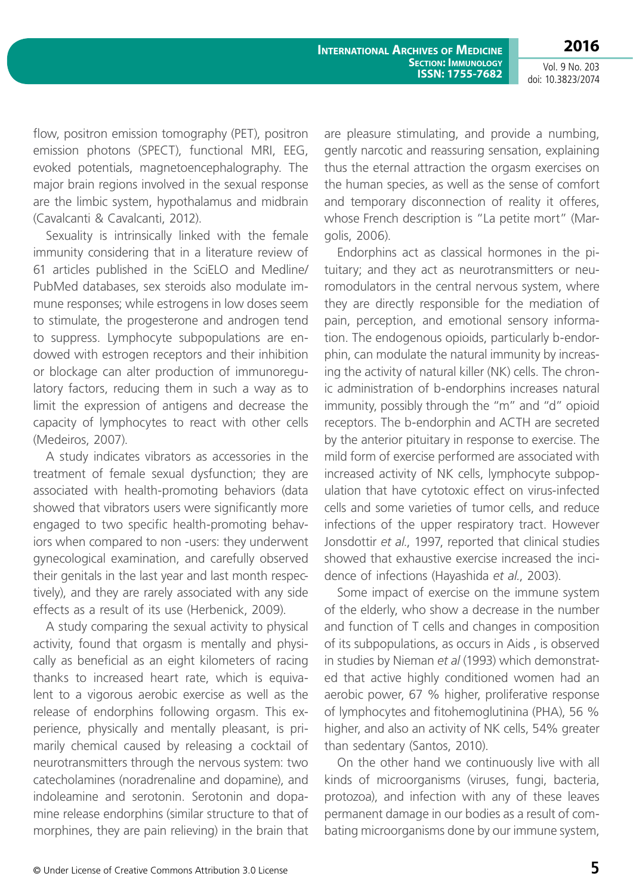flow, positron emission tomography (PET), positron emission photons (SPECT), functional MRI, EEG, evoked potentials, magnetoencephalography. The major brain regions involved in the sexual response are the limbic system, hypothalamus and midbrain (Cavalcanti & Cavalcanti, 2012).

Sexuality is intrinsically linked with the female immunity considering that in a literature review of 61 articles published in the SciELO and Medline/PubMed databases, sex steroids also modulate immune responses; while estrogens in low doses seem to stimulate, the progesterone and androgen tend to suppress. Lymphocyte subpopulations are endowed with estrogen receptors and their inhibition or blockage can alter production of immunoregulatory factors, reducing them in such a way as to limit the expression of antigens and decrease the capacity of lymphocytes to react with other cells (Medeiros, 2007).

A study indicates vibrators as accessories in the treatment of female sexual dysfunction; they are associated with health-promoting behaviors (data showed that vibrators users were significantly more engaged to two specific health-promoting behaviors when compared to non -users: they underwent gynecological examination, and carefully observed their genitals in the last year and last month respectively), and they are rarely associated with any side effects as a result of its use (Herbenick, 2009).

A study comparing the sexual activity to physical activity, found that orgasm is mentally and physically as beneficial as an eight kilometers of racing thanks to increased heart rate, which is equivalent to a vigorous aerobic exercise as well as the release of endorphins following orgasm. This experience, physically and mentally pleasant, is primarily chemical caused by releasing a cocktail of neurotransmitters through the nervous system: two catecholamines (noradrenaline and dopamine), and indoleamine and serotonin. Serotonin and dopamine release endorphins (similar structure to that of morphines, they are pain relieving) in the brain that are pleasure stimulating, and provide a numbing, gently narcotic and reassuring sensation, explaining thus the eternal attraction the orgasm exercises on the human species, as well as the sense of comfort and temporary disconnection of reality it offeres, whose French description is "La petite mort" (Margolis, 2006).

Endorphins act as classical hormones in the pituitary; and they act as neurotransmitters or neuromodulators in the central nervous system, where they are directly responsible for the mediation of pain, perception, and emotional sensory information. The endogenous opioids, particularly b-endorphin, can modulate the natural immunity by increasing the activity of natural killer (NK) cells. The chronic administration of b-endorphins increases natural immunity, possibly through the "m" and "d" opioid receptors. The b-endorphin and ACTH are secreted by the anterior pituitary in response to exercise. The mild form of exercise performed are associated with increased activity of NK cells, lymphocyte subpopulation that have cytotoxic effect on virus-infected cells and some varieties of tumor cells, and reduce infections of the upper respiratory tract. However Jonsdottir *et al.*, 1997, reported that clinical studies showed that exhaustive exercise increased the incidence of infections (Hayashida *et al.*, 2003).

Some impact of exercise on the immune system of the elderly, who show a decrease in the number and function of T cells and changes in composition of its subpopulations, as occurs in Aids , is observed in studies by Nieman *et al* (1993) which demonstrated that active highly conditioned women had an aerobic power, 67 % higher, proliferative response of lymphocytes and fitohemoglutinina (PHA), 56 % higher, and also an activity of NK cells, 54% greater than sedentary (Santos, 2010).

On the other hand we continuously live with all kinds of microorganisms (viruses, fungi, bacteria, protozoa), and infection with any of these leaves permanent damage in our bodies as a result of combating microorganisms done by our immune system,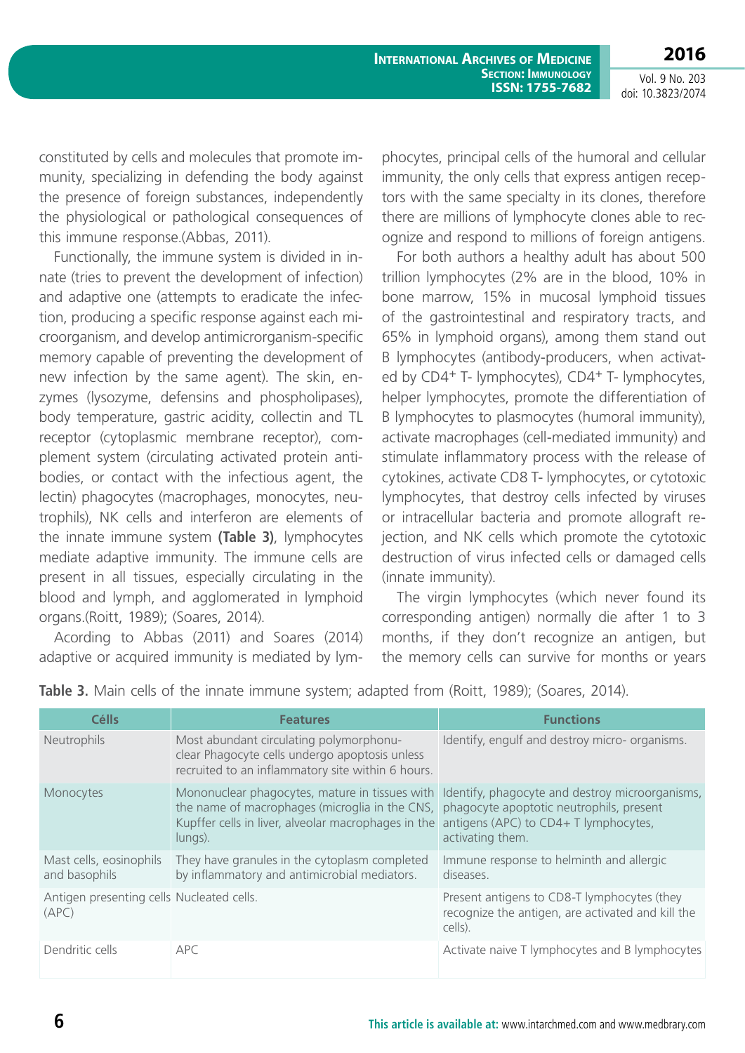constituted by cells and molecules that promote immunity, specializing in defending the body against the presence of foreign substances, independently the physiological or pathological consequences of this immune response.(Abbas, 2011).

Functionally, the immune system is divided in innate (tries to prevent the development of infection) and adaptive one (attempts to eradicate the infection, producing a specific response against each microorganism, and develop antimicrorganism-specific memory capable of preventing the development of new infection by the same agent). The skin, enzymes (lysozyme, defensins and phospholipases), body temperature, gastric acidity, collectin and TL receptor (cytoplasmic membrane receptor), complement system (circulating activated protein antibodies, or contact with the infectious agent, the lectin) phagocytes (macrophages, monocytes, neutrophils), NK cells and interferon are elements of the innate immune system **(Table 3)**, lymphocytes mediate adaptive immunity. The immune cells are present in all tissues, especially circulating in the blood and lymph, and agglomerated in lymphoid organs.(Roitt, 1989); (Soares, 2014).

Acording to Abbas (2011) and Soares (2014) adaptive or acquired immunity is mediated by lymphocytes, principal cells of the humoral and cellular immunity, the only cells that express antigen receptors with the same specialty in its clones, therefore there are millions of lymphocyte clones able to recognize and respond to millions of foreign antigens.

For both authors a healthy adult has about 500 trillion lymphocytes (2% are in the blood, 10% in bone marrow, 15% in mucosal lymphoid tissues of the gastrointestinal and respiratory tracts, and 65% in lymphoid organs), among them stand out B lymphocytes (antibody-producers, when activated by CD4$^+$ T- lymphocytes), CD4$^+$ T- lymphocytes, helper lymphocytes, promote the differentiation of B lymphocytes to plasmocytes (humoral immunity), activate macrophages (cell-mediated immunity) and stimulate inflammatory process with the release of cytokines, activate CD8 T- lymphocytes, or cytotoxic lymphocytes, that destroy cells infected by viruses or intracellular bacteria and promote allograft rejection, and NK cells which promote the cytotoxic destruction of virus infected cells or damaged cells (innate immunity).

The virgin lymphocytes (which never found its corresponding antigen) normally die after 1 to 3 months, if they don't recognize an antigen, but the memory cells can survive for months or years

**Table 3.** Main cells of the innate immune system; adapted from (Roitt, 1989); (Soares, 2014).

| Célls | Features | Functions |
|---|---|---|
| Neutrophils | Most abundant circulating polymorphonuclear Phagocyte cells undergo apoptosis unless recruited to an inflammatory site within 6 hours. | Identify, engulf and destroy micro- organisms. |
| Monocytes | Mononuclear phagocytes, mature in tissues with the name of macrophages (microglia in the CNS, Kupffer cells in liver, alveolar macrophages in the lungs). | Identify, phagocyte and destroy microorganisms, phagocyte apoptotic neutrophils, present antigens (APC) to CD4+ T lymphocytes, activating them. |
| Mast cells, eosinophils and basophils | They have granules in the cytoplasm completed by inflammatory and antimicrobial mediators. | Immune response to helminth and allergic diseases. |
| Antigen presenting cells (APC) | Nucleated cells. | Present antigens to CD8-T lymphocytes (they recognize the antigen, are activated and kill the cells). |
| Dendritic cells | APC | Activate naive T lymphocytes and B lymphocytes |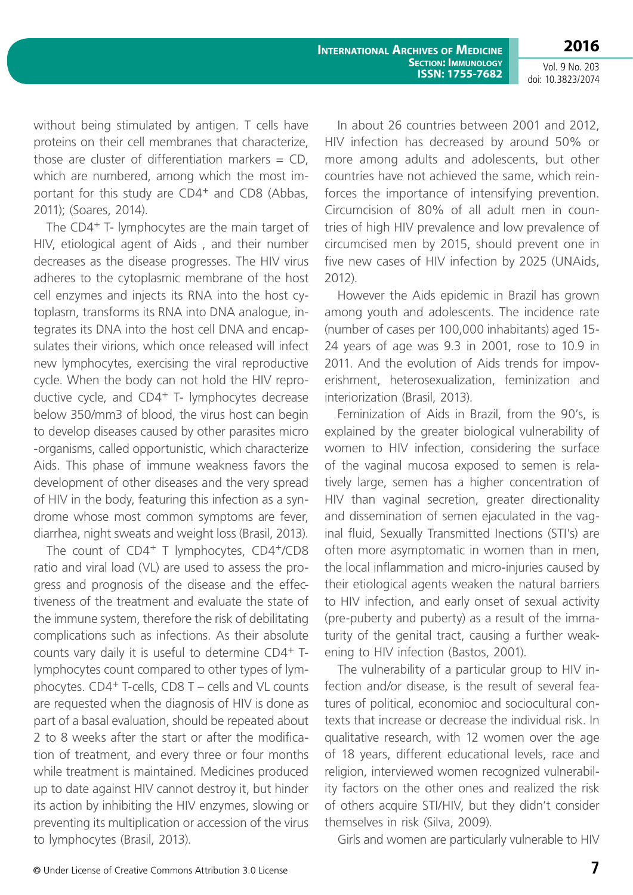without being stimulated by antigen. T cells have proteins on their cell membranes that characterize, those are cluster of differentiation markers = CD, which are numbered, among which the most important for this study are CD4$^+$ and CD8 (Abbas, 2011); (Soares, 2014).

The CD4$^+$ T- lymphocytes are the main target of HIV, etiological agent of Aids , and their number decreases as the disease progresses. The HIV virus adheres to the cytoplasmic membrane of the host cell enzymes and injects its RNA into the host cytoplasm, transforms its RNA into DNA analogue, integrates its DNA into the host cell DNA and encapsulates their virions, which once released will infect new lymphocytes, exercising the viral reproductive cycle. When the body can not hold the HIV reproductive cycle, and CD4$^+$ T- lymphocytes decrease below 350/mm3 of blood, the virus host can begin to develop diseases caused by other parasites micro -organisms, called opportunistic, which characterize Aids. This phase of immune weakness favors the development of other diseases and the very spread of HIV in the body, featuring this infection as a syndrome whose most common symptoms are fever, diarrhea, night sweats and weight loss (Brasil, 2013).

The count of CD4$^+$ T lymphocytes, CD4$^+$/CD8 ratio and viral load (VL) are used to assess the progress and prognosis of the disease and the effectiveness of the treatment and evaluate the state of the immune system, therefore the risk of debilitating complications such as infections. As their absolute counts vary daily it is useful to determine CD4$^+$ T-lymphocytes count compared to other types of lymphocytes. CD4$^+$ T-cells, CD8 T – cells and VL counts are requested when the diagnosis of HIV is done as part of a basal evaluation, should be repeated about 2 to 8 weeks after the start or after the modification of treatment, and every three or four months while treatment is maintained. Medicines produced up to date against HIV cannot destroy it, but hinder its action by inhibiting the HIV enzymes, slowing or preventing its multiplication or accession of the virus to lymphocytes (Brasil, 2013).

In about 26 countries between 2001 and 2012, HIV infection has decreased by around 50% or more among adults and adolescents, but other countries have not achieved the same, which reinforces the importance of intensifying prevention. Circumcision of 80% of all adult men in countries of high HIV prevalence and low prevalence of circumcised men by 2015, should prevent one in five new cases of HIV infection by 2025 (UNAids, 2012).

However the Aids epidemic in Brazil has grown among youth and adolescents. The incidence rate (number of cases per 100,000 inhabitants) aged 15-24 years of age was 9.3 in 2001, rose to 10.9 in 2011. And the evolution of Aids trends for impoverishment, heterosexualization, feminization and interiorization (Brasil, 2013).

Feminization of Aids in Brazil, from the 90's, is explained by the greater biological vulnerability of women to HIV infection, considering the surface of the vaginal mucosa exposed to semen is relatively large, semen has a higher concentration of HIV than vaginal secretion, greater directionality and dissemination of semen ejaculated in the vaginal fluid, Sexually Transmitted Inections (STI's) are often more asymptomatic in women than in men, the local inflammation and micro-injuries caused by their etiological agents weaken the natural barriers to HIV infection, and early onset of sexual activity (pre-puberty and puberty) as a result of the immaturity of the genital tract, causing a further weakening to HIV infection (Bastos, 2001).

The vulnerability of a particular group to HIV infection and/or disease, is the result of several features of political, economioc and sociocultural contexts that increase or decrease the individual risk. In qualitative research, with 12 women over the age of 18 years, different educational levels, race and religion, interviewed women recognized vulnerability factors on the other ones and realized the risk of others acquire STI/HIV, but they didn't consider themselves in risk (Silva, 2009).

Girls and women are particularly vulnerable to HIV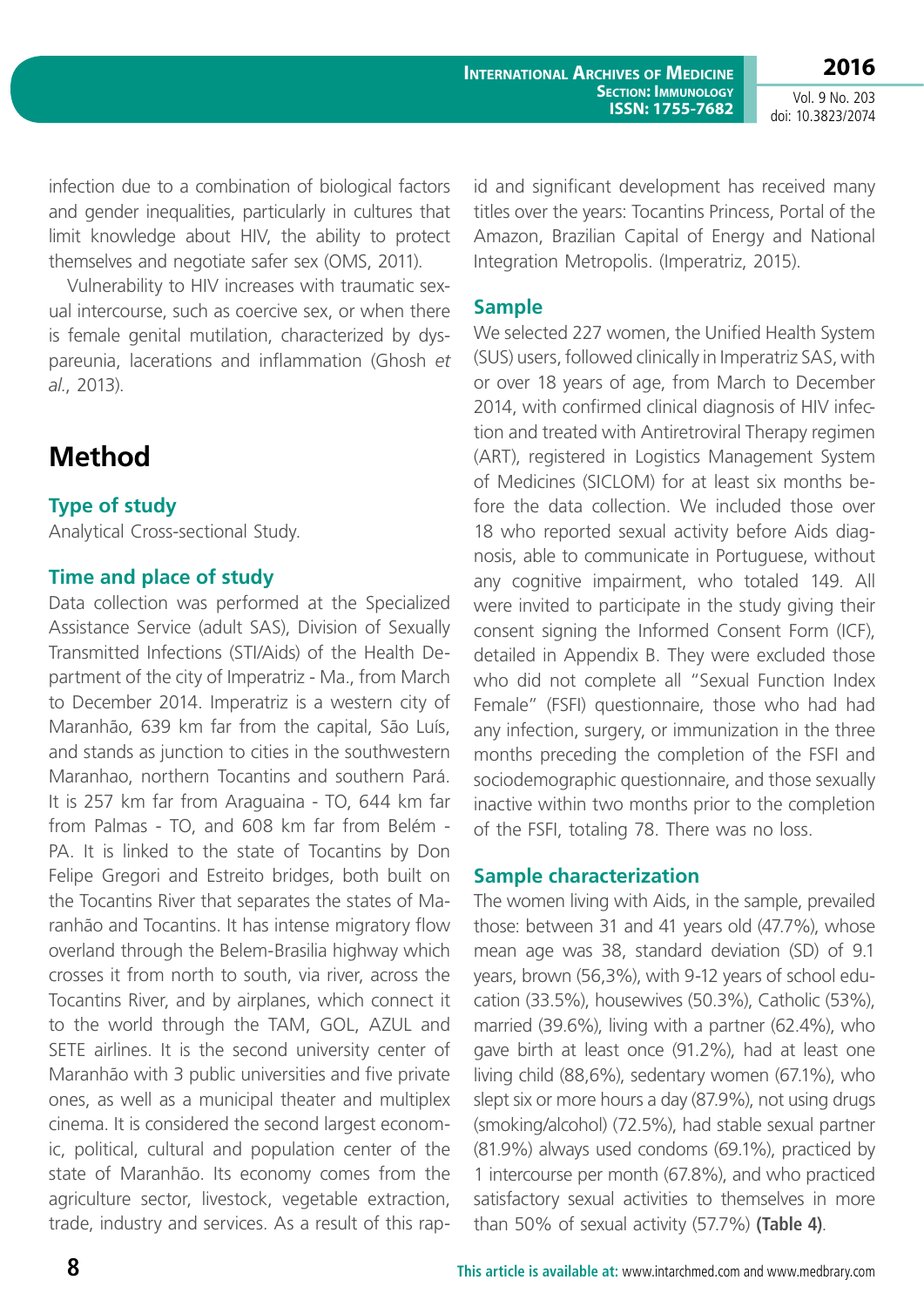infection due to a combination of biological factors and gender inequalities, particularly in cultures that limit knowledge about HIV, the ability to protect themselves and negotiate safer sex (OMS, 2011).

Vulnerability to HIV increases with traumatic sexual intercourse, such as coercive sex, or when there is female genital mutilation, characterized by dyspareunia, lacerations and inflammation (Ghosh *et al.*, 2013).

# Method

### Type of study

Analytical Cross-sectional Study.

### Time and place of study

Data collection was performed at the Specialized Assistance Service (adult SAS), Division of Sexually Transmitted Infections (STI/Aids) of the Health Department of the city of Imperatriz - Ma., from March to December 2014. Imperatriz is a western city of Maranhão, 639 km far from the capital, São Luís, and stands as junction to cities in the southwestern Maranhao, northern Tocantins and southern Pará. It is 257 km far from Araguaina - TO, 644 km far from Palmas - TO, and 608 km far from Belém - PA. It is linked to the state of Tocantins by Don Felipe Gregori and Estreito bridges, both built on the Tocantins River that separates the states of Maranhão and Tocantins. It has intense migratory flow overland through the Belem-Brasilia highway which crosses it from north to south, via river, across the Tocantins River, and by airplanes, which connect it to the world through the TAM, GOL, AZUL and SETE airlines. It is the second university center of Maranhão with 3 public universities and five private ones, as well as a municipal theater and multiplex cinema. It is considered the second largest economic, political, cultural and population center of the state of Maranhão. Its economy comes from the agriculture sector, livestock, vegetable extraction, trade, industry and services. As a result of this rapid and significant development has received many titles over the years: Tocantins Princess, Portal of the Amazon, Brazilian Capital of Energy and National Integration Metropolis. (Imperatriz, 2015).

### Sample

We selected 227 women, the Unified Health System (SUS) users, followed clinically in Imperatriz SAS, with or over 18 years of age, from March to December 2014, with confirmed clinical diagnosis of HIV infection and treated with Antiretroviral Therapy regimen (ART), registered in Logistics Management System of Medicines (SICLOM) for at least six months before the data collection. We included those over 18 who reported sexual activity before Aids diagnosis, able to communicate in Portuguese, without any cognitive impairment, who totaled 149. All were invited to participate in the study giving their consent signing the Informed Consent Form (ICF), detailed in Appendix B. They were excluded those who did not complete all "Sexual Function Index Female" (FSFI) questionnaire, those who had had any infection, surgery, or immunization in the three months preceding the completion of the FSFI and sociodemographic questionnaire, and those sexually inactive within two months prior to the completion of the FSFI, totaling 78. There was no loss.

### Sample characterization

The women living with Aids, in the sample, prevailed those: between 31 and 41 years old (47.7%), whose mean age was 38, standard deviation (SD) of 9.1 years, brown (56,3%), with 9-12 years of school education (33.5%), housewives (50.3%), Catholic (53%), married (39.6%), living with a partner (62.4%), who gave birth at least once (91.2%), had at least one living child (88,6%), sedentary women (67.1%), who slept six or more hours a day (87.9%), not using drugs (smoking/alcohol) (72.5%), had stable sexual partner (81.9%) always used condoms (69.1%), practiced by 1 intercourse per month (67.8%), and who practiced satisfactory sexual activities to themselves in more than 50% of sexual activity (57.7%) **(Table 4)**.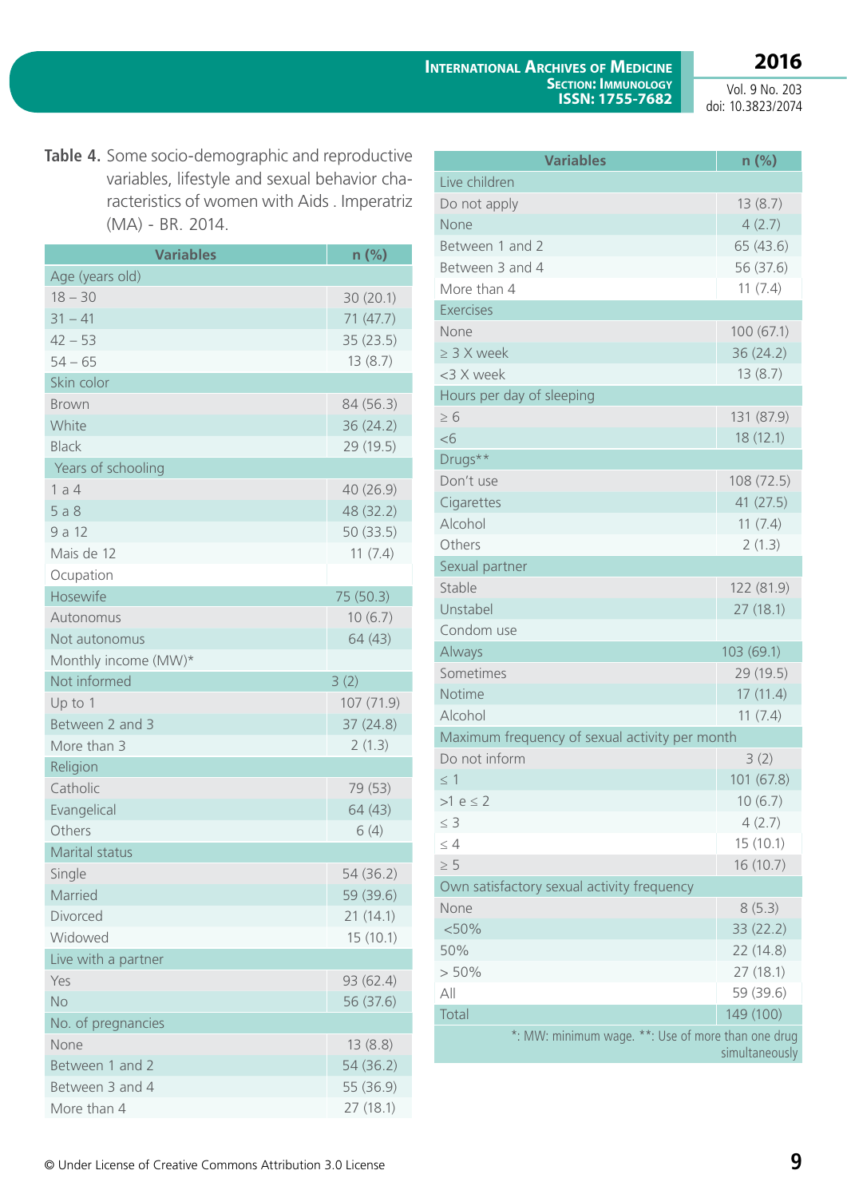**Table 4.** Some socio-demographic and reproductive variables, lifestyle and sexual behavior characteristics of women with Aids . Imperatriz (MA) - BR. 2014.

| Variables | n (%) |
|---|---|
| Age (years old) | |
| 18 – 30 | 30 (20.1) |
| 31 – 41 | 71 (47.7) |
| 42 – 53 | 35 (23.5) |
| 54 – 65 | 13 (8.7) |
| Skin color | |
| Brown | 84 (56.3) |
| White | 36 (24.2) |
| Black | 29 (19.5) |
| Years of schooling | |
| 1 a 4 | 40 (26.9) |
| 5 a 8 | 48 (32.2) |
| 9 a 12 | 50 (33.5) |
| Mais de 12 | 11 (7.4) |
| Ocupation | |
| Hosewife | 75 (50.3) |
| Autonomus | 10 (6.7) |
| Not autonomus | 64 (43) |
| Monthly income (MW)* | |
| Not informed | 3 (2) |
| Up to 1 | 107 (71.9) |
| Between 2 and 3 | 37 (24.8) |
| More than 3 | 2 (1.3) |
| Religion | |
| Catholic | 79 (53) |
| Evangelical | 64 (43) |
| Others | 6 (4) |
| Marital status | |
| Single | 54 (36.2) |
| Married | 59 (39.6) |
| Divorced | 21 (14.1) |
| Widowed | 15 (10.1) |
| Live with a partner | |
| Yes | 93 (62.4) |
| No | 56 (37.6) |
| No. of pregnancies | |
| None | 13 (8.8) |
| Between 1 and 2 | 54 (36.2) |
| Between 3 and 4 | 55 (36.9) |
| More than 4 | 27 (18.1) |
| Live children | |
| Do not apply | 13 (8.7) |
| None | 4 (2.7) |
| Between 1 and 2 | 65 (43.6) |
| Between 3 and 4 | 56 (37.6) |
| More than 4 | 11 (7.4) |
| Exercises | |
| None | 100 (67.1) |
| ≥ 3 X week | 36 (24.2) |
| <3 X week | 13 (8.7) |
| Hours per day of sleeping | |
| ≥ 6 | 131 (87.9) |
| <6 | 18 (12.1) |
| Drugs** | |
| Don't use | 108 (72.5) |
| Cigarettes | 41 (27.5) |
| Alcohol | 11 (7.4) |
| Others | 2 (1.3) |
| Sexual partner | |
| Stable | 122 (81.9) |
| Unstabel | 27 (18.1) |
| Condom use | |
| Always | 103 (69.1) |
| Sometimes | 29 (19.5) |
| Notime | 17 (11.4) |
| Alcohol | 11 (7.4) |
| Maximum frequency of sexual activity per month | |
| Do not inform | 3 (2) |
| ≤ 1 | 101 (67.8) |
| >1 e ≤ 2 | 10 (6.7) |
| ≤ 3 | 4 (2.7) |
| ≤ 4 | 15 (10.1) |
| ≥ 5 | 16 (10.7) |
| Own satisfactory sexual activity frequency | |
| None | 8 (5.3) |
| <50% | 33 (22.2) |
| 50% | 22 (14.8) |
| > 50% | 27 (18.1) |
| All | 59 (39.6) |
| Total | 149 (100) |

*: MW: minimum wage. **: Use of more than one drug simultaneously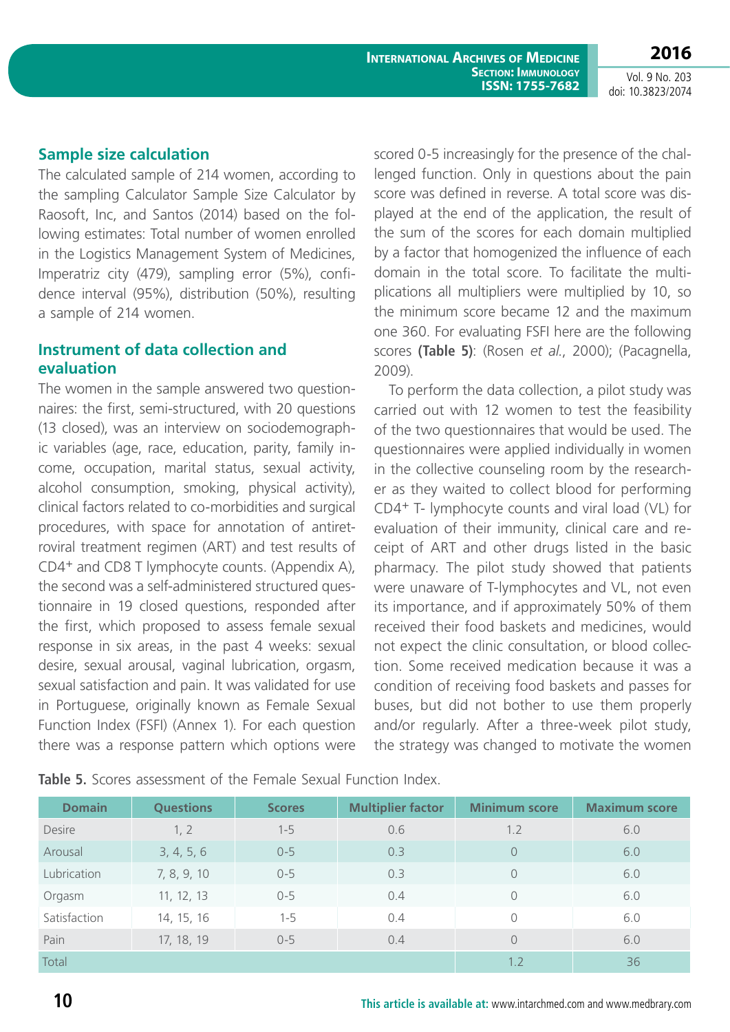## Sample size calculation

The calculated sample of 214 women, according to the sampling Calculator Sample Size Calculator by Raosoft, Inc, and Santos (2014) based on the following estimates: Total number of women enrolled in the Logistics Management System of Medicines, Imperatriz city (479), sampling error (5%), confidence interval (95%), distribution (50%), resulting a sample of 214 women.

## Instrument of data collection and evaluation

The women in the sample answered two questionnaires: the first, semi-structured, with 20 questions (13 closed), was an interview on sociodemographic variables (age, race, education, parity, family income, occupation, marital status, sexual activity, alcohol consumption, smoking, physical activity), clinical factors related to co-morbidities and surgical procedures, with space for annotation of antiretroviral treatment regimen (ART) and test results of $CD4^+$ and CD8 T lymphocyte counts. (Appendix A), the second was a self-administered structured questionnaire in 19 closed questions, responded after the first, which proposed to assess female sexual response in six areas, in the past 4 weeks: sexual desire, sexual arousal, vaginal lubrication, orgasm, sexual satisfaction and pain. It was validated for use in Portuguese, originally known as Female Sexual Function Index (FSFI) (Annex 1). For each question there was a response pattern which options were scored 0-5 increasingly for the presence of the challenged function. Only in questions about the pain score was defined in reverse. A total score was displayed at the end of the application, the result of the sum of the scores for each domain multiplied by a factor that homogenized the influence of each domain in the total score. To facilitate the multiplications all multipliers were multiplied by 10, so the minimum score became 12 and the maximum one 360. For evaluating FSFI here are the following scores **(Table 5)**: (Rosen *et al.*, 2000); (Pacagnella, 2009).

To perform the data collection, a pilot study was carried out with 12 women to test the feasibility of the two questionnaires that would be used. The questionnaires were applied individually in women in the collective counseling room by the researcher as they waited to collect blood for performing $CD4^+$ T- lymphocyte counts and viral load (VL) for evaluation of their immunity, clinical care and receipt of ART and other drugs listed in the basic pharmacy. The pilot study showed that patients were unaware of T-lymphocytes and VL, not even its importance, and if approximately 50% of them received their food baskets and medicines, would not expect the clinic consultation, or blood collection. Some received medication because it was a condition of receiving food baskets and passes for buses, but did not bother to use them properly and/or regularly. After a three-week pilot study, the strategy was changed to motivate the women

**Table 5.** Scores assessment of the Female Sexual Function Index.

| Domain | Questions | Scores | Multiplier factor | Minimum score | Maximum score |
|---|---|---|---|---|---|
| Desire | 1, 2 | 1-5 | 0.6 | 1.2 | 6.0 |
| Arousal | 3, 4, 5, 6 | 0-5 | 0.3 | 0 | 6.0 |
| Lubrication | 7, 8, 9, 10 | 0-5 | 0.3 | 0 | 6.0 |
| Orgasm | 11, 12, 13 | 0-5 | 0.4 | 0 | 6.0 |
| Satisfaction | 14, 15, 16 | 1-5 | 0.4 | 0 | 6.0 |
| Pain | 17, 18, 19 | 0-5 | 0.4 | 0 | 6.0 |
| Total | | | | 1.2 | 36 |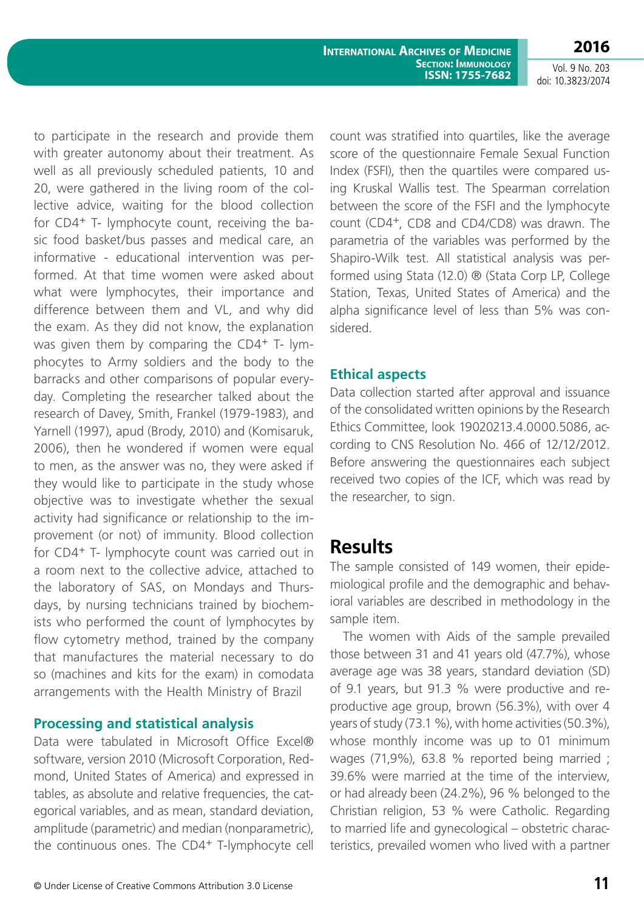to participate in the research and provide them with greater autonomy about their treatment. As well as all previously scheduled patients, 10 and 20, were gathered in the living room of the collective advice, waiting for the blood collection for $CD4^+$ T- lymphocyte count, receiving the basic food basket/bus passes and medical care, an informative - educational intervention was performed. At that time women were asked about what were lymphocytes, their importance and difference between them and VL, and why did the exam. As they did not know, the explanation was given them by comparing the $CD4^+$ T- lymphocytes to Army soldiers and the body to the barracks and other comparisons of popular everyday. Completing the researcher talked about the research of Davey, Smith, Frankel (1979-1983), and Yarnell (1997), apud (Brody, 2010) and (Komisaruk, 2006), then he wondered if women were equal to men, as the answer was no, they were asked if they would like to participate in the study whose objective was to investigate whether the sexual activity had significance or relationship to the improvement (or not) of immunity. Blood collection for $CD4^+$ T- lymphocyte count was carried out in a room next to the collective advice, attached to the laboratory of SAS, on Mondays and Thursdays, by nursing technicians trained by biochemists who performed the count of lymphocytes by flow cytometry method, trained by the company that manufactures the material necessary to do so (machines and kits for the exam) in comodata arrangements with the Health Ministry of Brazil

### Processing and statistical analysis

Data were tabulated in Microsoft Office Excel® software, version 2010 (Microsoft Corporation, Redmond, United States of America) and expressed in tables, as absolute and relative frequencies, the categorical variables, and as mean, standard deviation, amplitude (parametric) and median (nonparametric), the continuous ones. The $CD4^+$ T-lymphocyte cell count was stratified into quartiles, like the average score of the questionnaire Female Sexual Function Index (FSFI), then the quartiles were compared using Kruskal Wallis test. The Spearman correlation between the score of the FSFI and the lymphocyte count ($CD4^+$, CD8 and CD4/CD8) was drawn. The parametria of the variables was performed by the Shapiro-Wilk test. All statistical analysis was performed using Stata (12.0) ® (Stata Corp LP, College Station, Texas, United States of America) and the alpha significance level of less than 5% was considered.

### Ethical aspects

Data collection started after approval and issuance of the consolidated written opinions by the Research Ethics Committee, look 19020213.4.0000.5086, according to CNS Resolution No. 466 of 12/12/2012. Before answering the questionnaires each subject received two copies of the ICF, which was read by the researcher, to sign.

## Results

The sample consisted of 149 women, their epidemiological profile and the demographic and behavioral variables are described in methodology in the sample item.

The women with Aids of the sample prevailed those between 31 and 41 years old (47.7%), whose average age was 38 years, standard deviation (SD) of 9.1 years, but 91.3 % were productive and reproductive age group, brown (56.3%), with over 4 years of study (73.1 %), with home activities (50.3%), whose monthly income was up to 01 minimum wages (71,9%), 63.8 % reported being married ; 39.6% were married at the time of the interview, or had already been (24.2%), 96 % belonged to the Christian religion, 53 % were Catholic. Regarding to married life and gynecological – obstetric characteristics, prevailed women who lived with a partner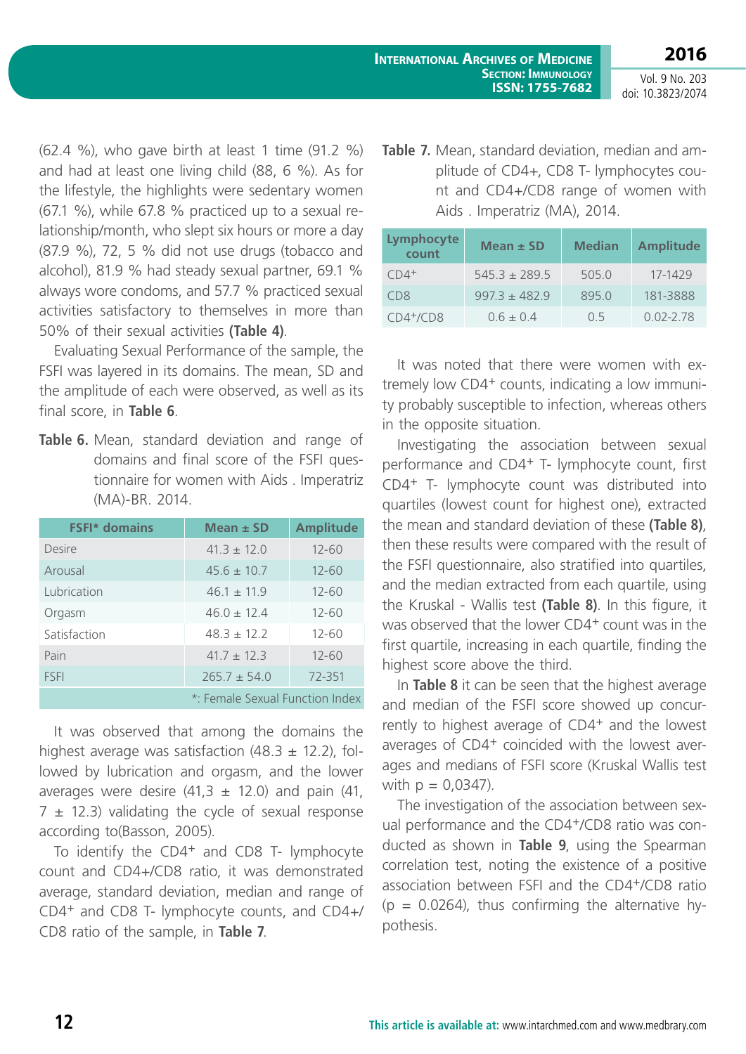(62.4 %), who gave birth at least 1 time (91.2 %) and had at least one living child (88, 6 %). As for the lifestyle, the highlights were sedentary women (67.1 %), while 67.8 % practiced up to a sexual relationship/month, who slept six hours or more a day (87.9 %), 72, 5 % did not use drugs (tobacco and alcohol), 81.9 % had steady sexual partner, 69.1 % always wore condoms, and 57.7 % practiced sexual activities satisfactory to themselves in more than 50% of their sexual activities **(Table 4)**.

Evaluating Sexual Performance of the sample, the FSFI was layered in its domains. The mean, SD and the amplitude of each were observed, as well as its final score, in **Table 6**.

**Table 6.** Mean, standard deviation and range of domains and final score of the FSFI questionnaire for women with Aids . Imperatriz (MA)-BR. 2014.

| FSFI* domains | Mean ± SD | Amplitude |
|---|---|---|
| Desire | 41.3 ± 12.0 | 12-60 |
| Arousal | 45.6 ± 10.7 | 12-60 |
| Lubrication | 46.1 ± 11.9 | 12-60 |
| Orgasm | 46.0 ± 12.4 | 12-60 |
| Satisfaction | 48.3 ± 12.2 | 12-60 |
| Pain | 41.7 ± 12.3 | 12-60 |
| FSFI | 265.7 ± 54.0 | 72-351 |

*: Female Sexual Function Index

It was observed that among the domains the highest average was satisfaction (48.3 ± 12.2), followed by lubrication and orgasm, and the lower averages were desire (41,3 ± 12.0) and pain (41, 7 ± 12.3) validating the cycle of sexual response according to(Basson, 2005).

To identify the $CD4^+$ and CD8 T- lymphocyte count and CD4+/CD8 ratio, it was demonstrated average, standard deviation, median and range of $CD4^+$ and CD8 T- lymphocyte counts, and CD4+/CD8 ratio of the sample, in **Table 7**.

**Table 7.** Mean, standard deviation, median and amplitude of CD4+, CD8 T- lymphocytes count and CD4+/CD8 range of women with Aids . Imperatriz (MA), 2014.

| Lymphocyte count | Mean ± SD | Median | Amplitude |
|---|---|---|---|
| $CD4^+$ | 545.3 ± 289.5 | 505.0 | 17-1429 |
| CD8 | 997.3 ± 482.9 | 895.0 | 181-3888 |
| $CD4^+$/CD8 | 0.6 ± 0.4 | 0.5 | 0.02-2.78 |

It was noted that there were women with extremely low $CD4^+$ counts, indicating a low immunity probably susceptible to infection, whereas others in the opposite situation.

Investigating the association between sexual performance and $CD4^+$ T- lymphocyte count, first $CD4^+$ T- lymphocyte count was distributed into quartiles (lowest count for highest one), extracted the mean and standard deviation of these **(Table 8)**, then these results were compared with the result of the FSFI questionnaire, also stratified into quartiles, and the median extracted from each quartile, using the Kruskal - Wallis test **(Table 8)**. In this figure, it was observed that the lower $CD4^+$ count was in the first quartile, increasing in each quartile, finding the highest score above the third.

In **Table 8** it can be seen that the highest average and median of the FSFI score showed up concurrently to highest average of $CD4^+$ and the lowest averages of $CD4^+$ coincided with the lowest averages and medians of FSFI score (Kruskal Wallis test with p = 0,0347).

The investigation of the association between sexual performance and the $CD4^+$/CD8 ratio was conducted as shown in **Table 9**, using the Spearman correlation test, noting the existence of a positive association between FSFI and the $CD4^+$/CD8 ratio (p = 0.0264), thus confirming the alternative hypothesis.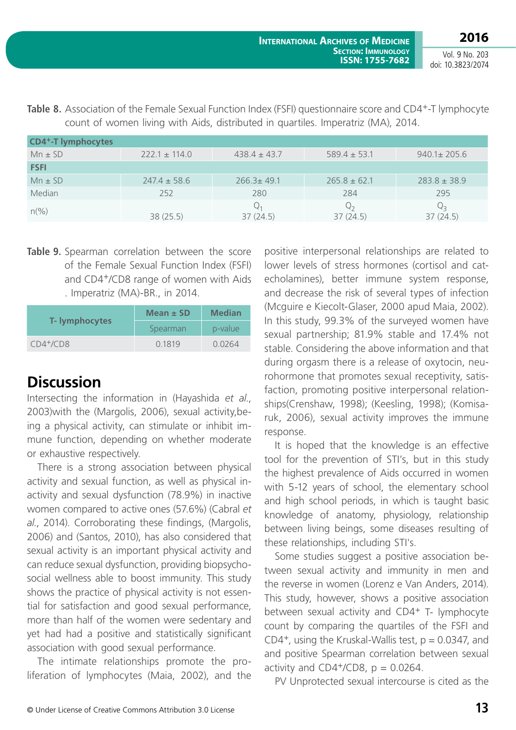**Table 8.** Association of the Female Sexual Function Index (FSFI) questionnaire score and $CD4^+$-T lymphocyte count of women living with Aids, distributed in quartiles. Imperatriz (MA), 2014.

| $CD4^+$-T lymphocytes | | | | |
|---|---|---|---|---|
| Mn ± SD | 222.1 ± 114.0 | 438.4 ± 43.7 | 589.4 ± 53.1 | 940.1± 205.6 |
| **FSFI** | | | | |
| Mn ± SD | 247.4 ± 58.6 | 266.3± 49.1 | 265.8 ± 62.1 | 283.8 ± 38.9 |
| Median | 252 | 280 | 284 | 295 |
| n(%) | 38 (25.5) | $Q_1$ 37 (24.5) | $Q_2$ 37 (24.5) | $Q_3$ 37 (24.5) |

**Table 9.** Spearman correlation between the score of the Female Sexual Function Index (FSFI) and $CD4^+$/CD8 range of women with Aids . Imperatriz (MA)-BR., in 2014.

| T- lymphocytes | Mean ± SD | Median |
|---|---|---|
| | Spearman | p-value |
| $CD4^+$/CD8 | 0.1819 | 0.0264 |

## Discussion

Intersecting the information in (Hayashida *et al.*, 2003)with the (Margolis, 2006), sexual activity,being a physical activity, can stimulate or inhibit immune function, depending on whether moderate or exhaustive respectively.

There is a strong association between physical activity and sexual function, as well as physical inactivity and sexual dysfunction (78.9%) in inactive women compared to active ones (57.6%) (Cabral *et al.*, 2014). Corroborating these findings, (Margolis, 2006) and (Santos, 2010), has also considered that sexual activity is an important physical activity and can reduce sexual dysfunction, providing biopsychosocial wellness able to boost immunity. This study shows the practice of physical activity is not essential for satisfaction and good sexual performance, more than half of the women were sedentary and yet had had a positive and statistically significant association with good sexual performance.

The intimate relationships promote the proliferation of lymphocytes (Maia, 2002), and the positive interpersonal relationships are related to lower levels of stress hormones (cortisol and catecholamines), better immune system response, and decrease the risk of several types of infection (Mcguire e Kiecolt-Glaser, 2000 apud Maia, 2002). In this study, 99.3% of the surveyed women have sexual partnership; 81.9% stable and 17.4% not stable. Considering the above information and that during orgasm there is a release of oxytocin, neurohormone that promotes sexual receptivity, satisfaction, promoting positive interpersonal relationships(Crenshaw, 1998); (Keesling, 1998); (Komisaruk, 2006)), sexual activity improves the immune response.

It is hoped that the knowledge is an effective tool for the prevention of STI's, but in this study the highest prevalence of Aids occurred in women with 5-12 years of school, the elementary school and high school periods, in which is taught basic knowledge of anatomy, physiology, relationship between living beings, some diseases resulting of these relationships, including STI's.

Some studies suggest a positive association between sexual activity and immunity in men and the reverse in women (Lorenz e Van Anders, 2014). This study, however, shows a positive association between sexual activity and $CD4^+$ T- lymphocyte count by comparing the quartiles of the FSFI and $CD4^+$, using the Kruskal-Wallis test, $p = 0.0347$, and and positive Spearman correlation between sexual activity and $CD4^+$/CD8, $p = 0.0264$.

PV Unprotected sexual intercourse is cited as the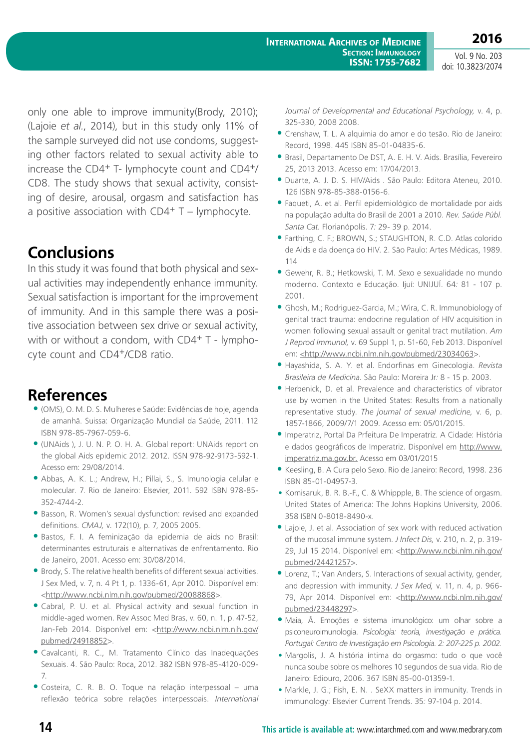only one able to improve immunity(Brody, 2010); (Lajoie *et al.*, 2014), but in this study only 11% of the sample surveyed did not use condoms, suggesting other factors related to sexual activity able to increase the $CD4^+$ T- lymphocyte count and $CD4^+$/CD8. The study shows that sexual activity, consisting of desire, arousal, orgasm and satisfaction has a positive association with $CD4^+$ T – lymphocyte.

## Conclusions

In this study it was found that both physical and sexual activities may independently enhance immunity. Sexual satisfaction is important for the improvement of immunity. And in this sample there was a positive association between sex drive or sexual activity, with or without a condom, with $CD4^+$ T - lymphocyte count and $CD4^+$/CD8 ratio.

## References

- (OMS), O. M. D. S. Mulheres e Saúde: Evidências de hoje, agenda de amanhã. Suissa: Organização Mundial da Saúde, 2011. 112 ISBN 978-85-7967-059-6.
- (UNAids ), J. U. N. P. O. H. A. Global report: UNAids report on the global Aids epidemic 2012. 2012. ISSN 978-92-9173-592-1. Acesso em: 29/08/2014.
- Abbas, A. K. L.; Andrew, H.; Pillai, S., S. Imunologia celular e molecular. 7. Rio de Janeiro: Elsevier, 2011. 592 ISBN 978-85-352-4744-2.
- Basson, R. Women's sexual dysfunction: revised and expanded definitions. *CMAJ,* v. 172(10), p. 7, 2005 2005.
- Bastos, F. I. A feminização da epidemia de aids no Brasil: determinantes estruturais e alternativas de enfrentamento. Rio de Janeiro, 2001. Acesso em: 30/08/2014.
- Brody, S. The relative health benefits of different sexual activities. J Sex Med, v. 7, n. 4 Pt 1, p. 1336-61, Apr 2010. Disponível em: <http://www.ncbi.nlm.nih.gov/pubmed/20088868>.
- Cabral, P. U. et al. Physical activity and sexual function in middle-aged women. Rev Assoc Med Bras, v. 60, n. 1, p. 47-52, Jan-Feb 2014. Disponível em: <http://www.ncbi.nlm.nih.gov/pubmed/24918852>.
- Cavalcanti, R. C., M. Tratamento Clínico das Inadequações Sexuais. 4. São Paulo: Roca, 2012. 382 ISBN 978-85-4120-009-7.
- Costeira, C. R. B. O. Toque na relação interpessoal – uma reflexão teórica sobre relações interpessoais. *International Journal of Developmental and Educational Psychology,* v. 4, p. 325-330, 2008 2008.
- Crenshaw, T. L. A alquimia do amor e do tesão. Rio de Janeiro: Record, 1998. 445 ISBN 85-01-04835-6.
- Brasil, Departamento De DST, A. E. H. V. Aids. Brasília, Fevereiro 25, 2013 2013. Acesso em: 17/04/2013.
- Duarte, A. J. D. S. HIV/Aids . São Paulo: Editora Ateneu, 2010. 126 ISBN 978-85-388-0156-6.
- Faqueti, A. et al. Perfil epidemiológico de mortalidade por aids na população adulta do Brasil de 2001 a 2010. *Rev. Saúde Públ. Santa Cat.* Florianópolis. 7*:* 29- 39 p. 2014.
- Farthing, C. F.; BROWN, S.; STAUGHTON, R. C.D. Atlas colorido de Aids e da doença do HIV. 2. São Paulo: Artes Médicas, 1989. 114
- Gewehr, R. B.; Hetkowski, T. M. *S*exo e sexualidade no mundo moderno. Contexto e Educação. Ijuí: UNIJUÍ. 64*:* 81 - 107 p. 2001.
- Ghosh, M.; Rodriguez-Garcia, M.; Wira, C. R. Immunobiology of genital tract trauma: endocrine regulation of HIV acquisition in women following sexual assault or genital tract mutilation. *Am J Reprod Immunol,* v. 69 Suppl 1, p. 51-60, Feb 2013. Disponível em: <http://www.ncbi.nlm.nih.gov/pubmed/23034063>.
- Hayashida, S. A. Y. et al. Endorfinas em Ginecologia. *Revista Brasileira de Medicina*. São Paulo: Moreira Jr*:* 8 - 15 p. 2003.
- Herbenick, D. et al. Prevalence and characteristics of vibrator use by women in the United States: Results from a nationally representative study. *The journal of sexual medicine,* v. 6, p. 1857-1866, 2009/7/1 2009. Acesso em: 05/01/2015.
- Imperatriz, Portal Da Prfeitura De Imperatriz. A Cidade: História e dados geográficos de Imperatriz. Disponível em http://www.imperatriz.ma.gov.br. Acesso em 03/01/2015
- Keesling, B. A Cura pelo Sexo. Rio de Janeiro: Record, 1998. 236 ISBN 85-01-04957-3.
- Komisaruk, B. R. B.-F., C. & Whippple, B. The science of orgasm. United States of America: The Johns Hopkins University, 2006. 358 ISBN 0-8018-8490-x.
- Lajoie, J. et al. Association of sex work with reduced activation of the mucosal immune system. *J Infect Dis,* v. 210, n. 2, p. 319-29, Jul 15 2014. Disponível em: <http://www.ncbi.nlm.nih.gov/pubmed/24421257>.
- Lorenz, T.; Van Anders, S. Interactions of sexual activity, gender, and depression with immunity. *J Sex Med,* v. 11, n. 4, p. 966-79, Apr 2014. Disponível em: <http://www.ncbi.nlm.nih.gov/pubmed/23448297>.
- Maia, Â. Emoções e sistema imunológico: um olhar sobre a psiconeuroimunologia. *Psicologia: teoria, investigação e prática. Portugal: Centro de Investigação em Psicologia. 2: 207-225 p. 2002.*
- Margolis, J. A história íntima do orgasmo: tudo o que você nunca soube sobre os melhores 10 segundos de sua vida. Rio de Janeiro: Edïouro, 2006. 367 ISBN 85-00-01359-1.
- Markle, J. G.; Fish, E. N. . SeXX matters in immunity. Trends in immunology: Elsevier Current Trends. 35*:* 97-104 p. 2014.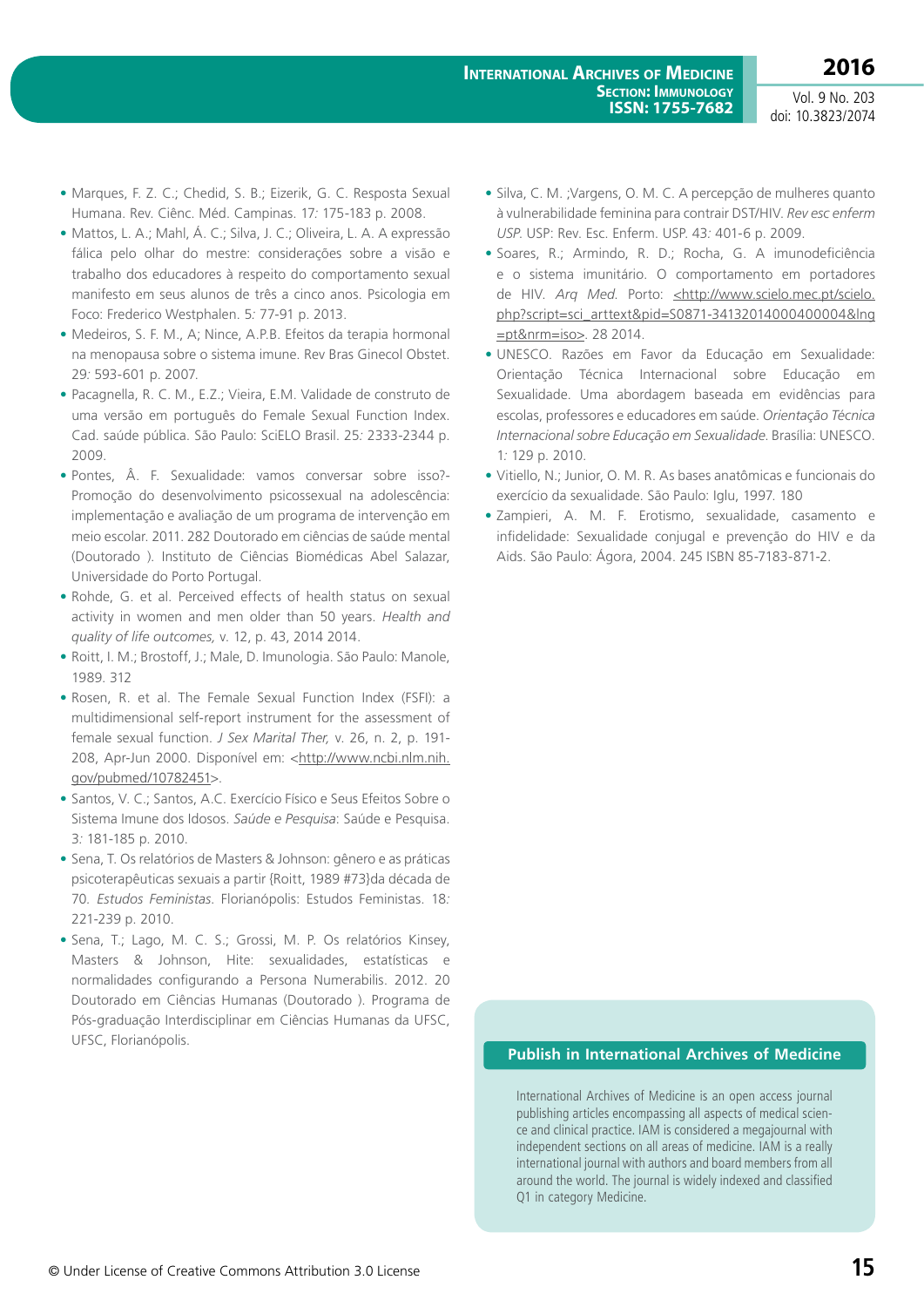- Marques, F. Z. C.; Chedid, S. B.; Eizerik, G. C. Resposta Sexual Humana. Rev. Ciênc. Méd. Campinas. 17*:* 175-183 p. 2008.
- Mattos, L. A.; Mahl, Á. C.; Silva, J. C.; Oliveira, L. A. A expressão fálica pelo olhar do mestre: considerações sobre a visão e trabalho dos educadores à respeito do comportamento sexual manifesto em seus alunos de três a cinco anos. Psicologia em Foco: Frederico Westphalen. 5*:* 77-91 p. 2013.
- Medeiros, S. F. M., A; Nince, A.P.B. Efeitos da terapia hormonal na menopausa sobre o sistema imune. Rev Bras Ginecol Obstet. 29*:* 593-601 p. 2007.
- Pacagnella, R. C. M., E.Z.; Vieira, E.M. Validade de construto de uma versão em português do Female Sexual Function Index. Cad. saúde pública. São Paulo: SciELO Brasil. 25*:* 2333-2344 p. 2009.
- Pontes, Â. F. Sexualidade: vamos conversar sobre isso?- Promoção do desenvolvimento psicossexual na adolescência: implementação e avaliação de um programa de intervenção em meio escolar. 2011. 282 Doutorado em ciências de saúde mental (Doutorado ). Instituto de Ciências Biomédicas Abel Salazar, Universidade do Porto Portugal.
- Rohde, G. et al. Perceived effects of health status on sexual activity in women and men older than 50 years. *Health and quality of life outcomes,* v. 12, p. 43, 2014 2014.
- Roitt, I. M.; Brostoff, J.; Male, D. Imunologia. São Paulo: Manole, 1989. 312
- Rosen, R. et al. The Female Sexual Function Index (FSFI): a multidimensional self-report instrument for the assessment of female sexual function. *J Sex Marital Ther,* v. 26, n. 2, p. 191-208, Apr-Jun 2000. Disponível em: <http://www.ncbi.nlm.nih.gov/pubmed/10782451>.
- Santos, V. C.; Santos, A.C. Exercício Físico e Seus Efeitos Sobre o Sistema Imune dos Idosos. *Saúde e Pesquisa*: Saúde e Pesquisa. 3*:* 181-185 p. 2010.
- Sena, T. Os relatórios de Masters & Johnson: gênero e as práticas psicoterapêuticas sexuais a partir {Roitt, 1989 #73}da década de 70. *Estudos Feministas*. Florianópolis: Estudos Feministas. 18*:* 221-239 p. 2010.
- Sena, T.; Lago, M. C. S.; Grossi, M. P. Os relatórios Kinsey, Masters & Johnson, Hite: sexualidades, estatísticas e normalidades configurando a Persona Numerabilis. 2012. 20 Doutorado em Ciências Humanas (Doutorado ). Programa de Pós-graduação Interdisciplinar em Ciências Humanas da UFSC, UFSC, Florianópolis.
- Silva, C. M. ;Vargens, O. M. C. A percepção de mulheres quanto à vulnerabilidade feminina para contrair DST/HIV. *Rev esc enferm USP*. USP: Rev. Esc. Enferm. USP. 43*:* 401-6 p. 2009.
- Soares, R.; Armindo, R. D.; Rocha, G. A imunodeficiência e o sistema imunitário. O comportamento em portadores de HIV. *Arq Med*. Porto: <http://www.scielo.mec.pt/scielo.php?script=sci_arttext&pid=S0871-34132014000400004&lng=pt&nrm=iso>. 28 2014.
- UNESCO. Razões em Favor da Educação em Sexualidade: Orientação Técnica Internacional sobre Educação em Sexualidade. Uma abordagem baseada em evidências para escolas, professores e educadores em saúde. *Orientação Técnica Internacional sobre Educação em Sexualidade*. Brasília: UNESCO. 1*:* 129 p. 2010.
- Vitiello, N.; Junior, O. M. R. As bases anatômicas e funcionais do exercício da sexualidade. São Paulo: Iglu, 1997. 180
- Zampieri, A. M. F. Erotismo, sexualidade, casamento e infidelidade: Sexualidade conjugal e prevenção do HIV e da Aids. São Paulo: Ágora, 2004. 245 ISBN 85-7183-871-2.

**Publish in International Archives of Medicine**

International Archives of Medicine is an open access journal publishing articles encompassing all aspects of medical science and clinical practice. IAM is considered a megajournal with independent sections on all areas of medicine. IAM is a really international journal with authors and board members from all around the world. The journal is widely indexed and classified Q1 in category Medicine.